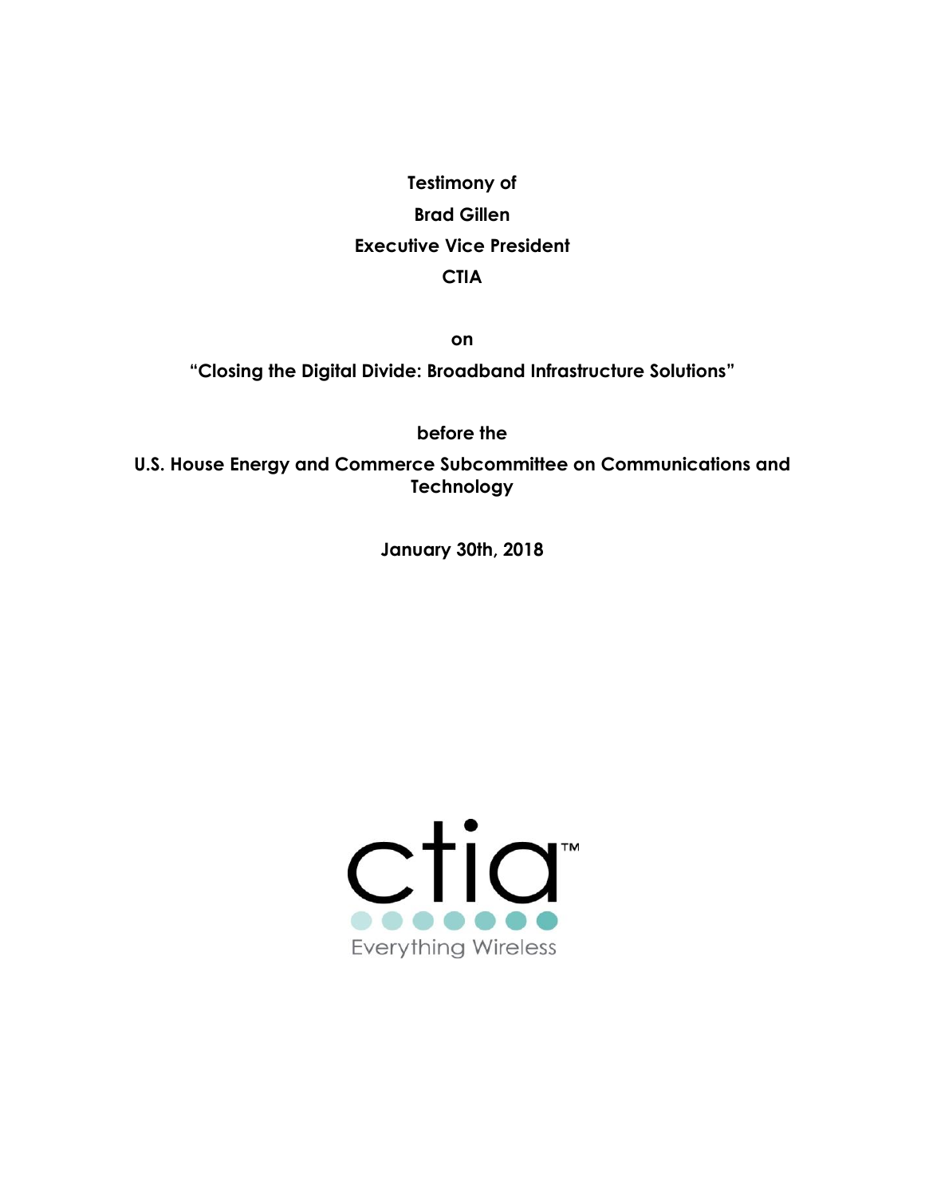**Testimony of**

**Brad Gillen**

**Executive Vice President**

**CTIA**

**on**

**"Closing the Digital Divide: Broadband Infrastructure Solutions"**

**before the**

**U.S. House Energy and Commerce Subcommittee on Communications and Technology**

**January 30th, 2018**

ctia™

Everything Wireless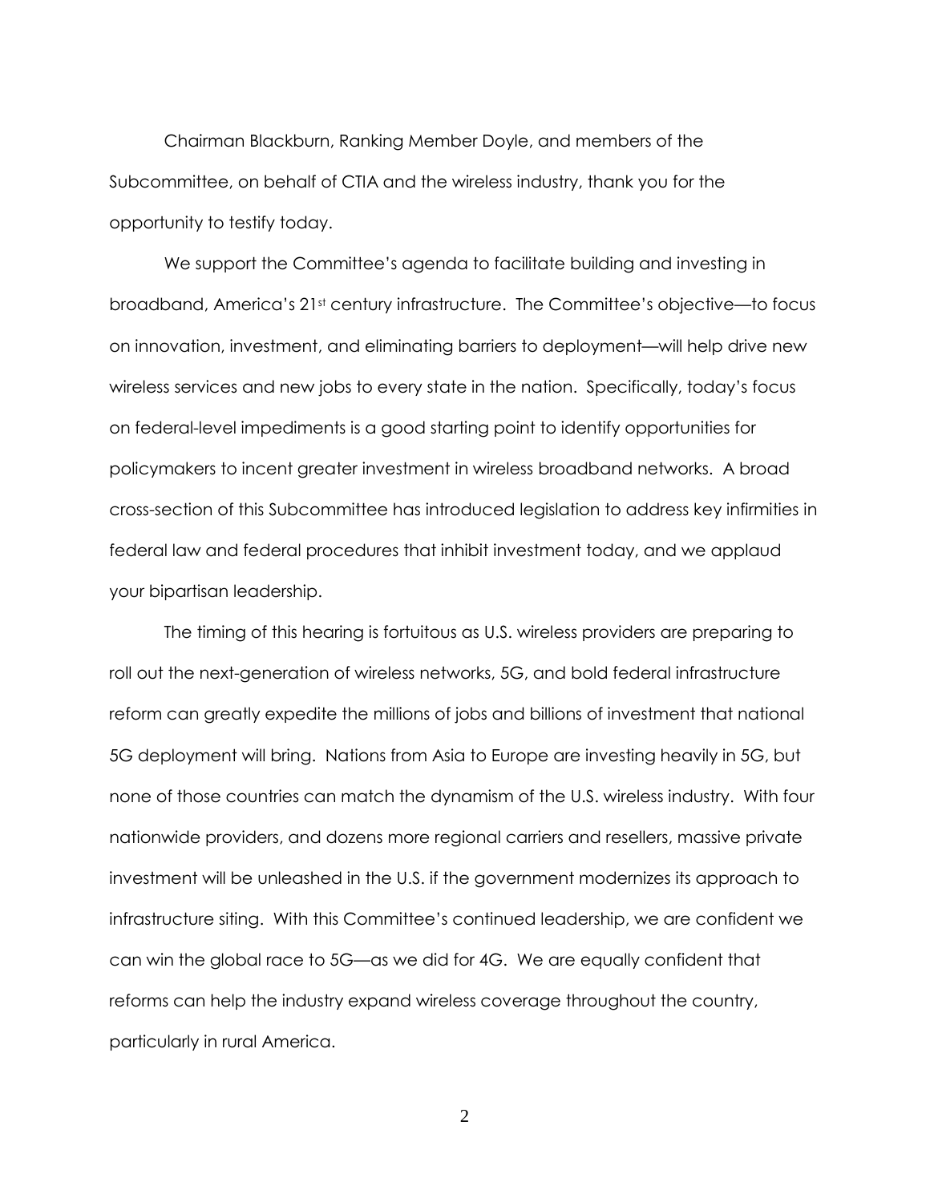Chairman Blackburn, Ranking Member Doyle, and members of the Subcommittee, on behalf of CTIA and the wireless industry, thank you for the opportunity to testify today.

We support the Committee's agenda to facilitate building and investing in broadband, America's 21st century infrastructure. The Committee's objective—to focus on innovation, investment, and eliminating barriers to deployment—will help drive new wireless services and new jobs to every state in the nation. Specifically, today's focus on federal-level impediments is a good starting point to identify opportunities for policymakers to incent greater investment in wireless broadband networks. A broad cross-section of this Subcommittee has introduced legislation to address key infirmities in federal law and federal procedures that inhibit investment today, and we applaud your bipartisan leadership.

The timing of this hearing is fortuitous as U.S. wireless providers are preparing to roll out the next-generation of wireless networks, 5G, and bold federal infrastructure reform can greatly expedite the millions of jobs and billions of investment that national 5G deployment will bring. Nations from Asia to Europe are investing heavily in 5G, but none of those countries can match the dynamism of the U.S. wireless industry. With four nationwide providers, and dozens more regional carriers and resellers, massive private investment will be unleashed in the U.S. if the government modernizes its approach to infrastructure siting. With this Committee's continued leadership, we are confident we can win the global race to 5G—as we did for 4G. We are equally confident that reforms can help the industry expand wireless coverage throughout the country, particularly in rural America.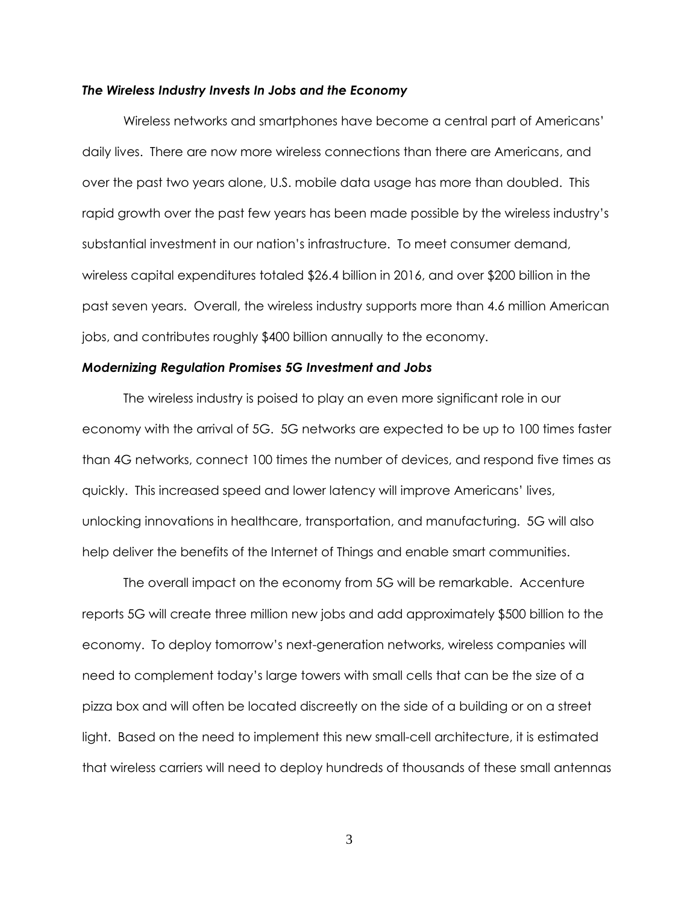***The Wireless Industry Invests In Jobs and the Economy***

Wireless networks and smartphones have become a central part of Americans' daily lives. There are now more wireless connections than there are Americans, and over the past two years alone, U.S. mobile data usage has more than doubled. This rapid growth over the past few years has been made possible by the wireless industry's substantial investment in our nation's infrastructure. To meet consumer demand, wireless capital expenditures totaled $26.4 billion in 2016, and over $200 billion in the past seven years. Overall, the wireless industry supports more than 4.6 million American jobs, and contributes roughly $400 billion annually to the economy.

***Modernizing Regulation Promises 5G Investment and Jobs***

The wireless industry is poised to play an even more significant role in our economy with the arrival of 5G. 5G networks are expected to be up to 100 times faster than 4G networks, connect 100 times the number of devices, and respond five times as quickly. This increased speed and lower latency will improve Americans' lives, unlocking innovations in healthcare, transportation, and manufacturing. 5G will also help deliver the benefits of the Internet of Things and enable smart communities.

The overall impact on the economy from 5G will be remarkable. Accenture reports 5G will create three million new jobs and add approximately $500 billion to the economy. To deploy tomorrow's next-generation networks, wireless companies will need to complement today's large towers with small cells that can be the size of a pizza box and will often be located discreetly on the side of a building or on a street light. Based on the need to implement this new small-cell architecture, it is estimated that wireless carriers will need to deploy hundreds of thousands of these small antennas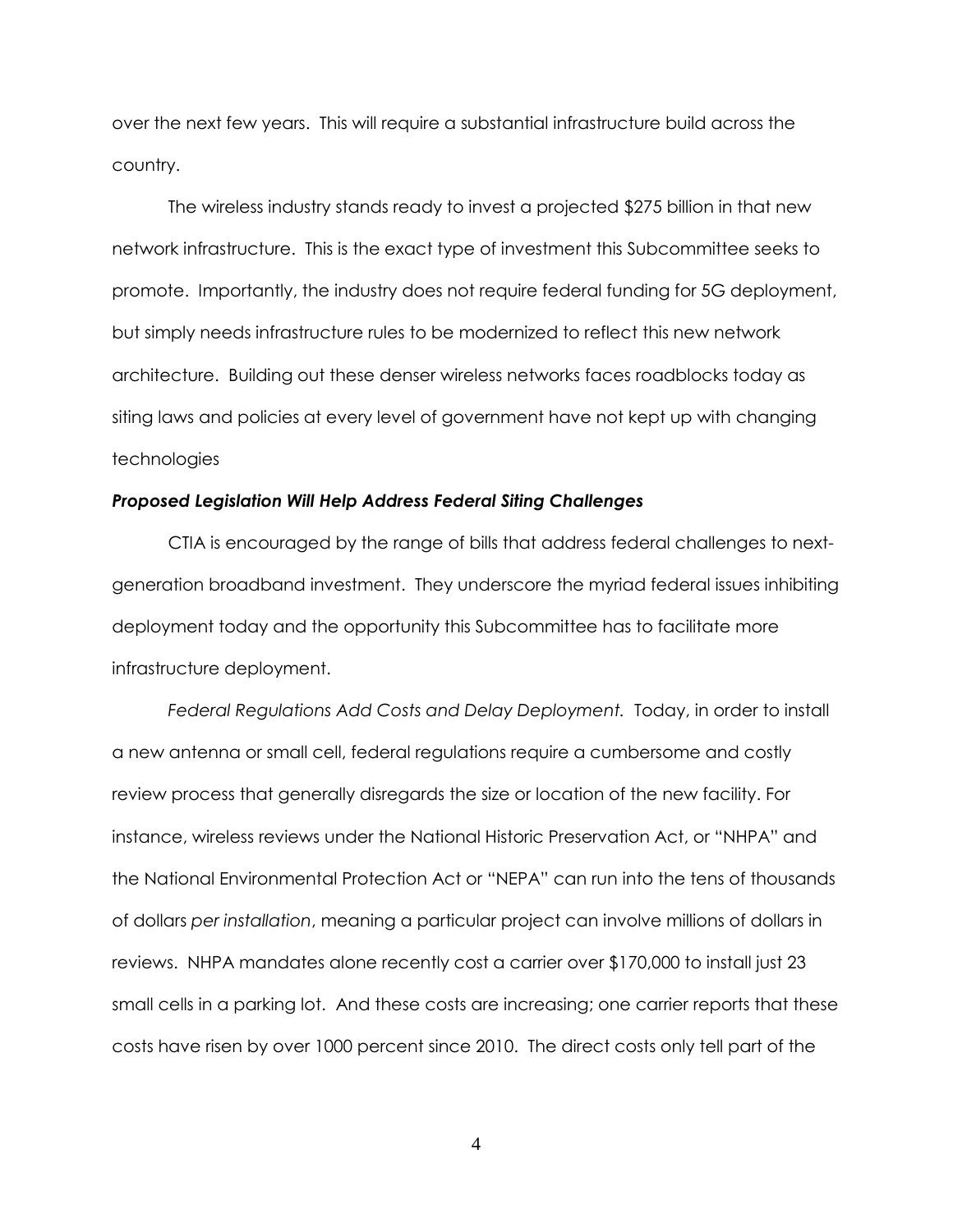over the next few years. This will require a substantial infrastructure build across the country.

The wireless industry stands ready to invest a projected $275 billion in that new network infrastructure. This is the exact type of investment this Subcommittee seeks to promote. Importantly, the industry does not require federal funding for 5G deployment, but simply needs infrastructure rules to be modernized to reflect this new network architecture. Building out these denser wireless networks faces roadblocks today as siting laws and policies at every level of government have not kept up with changing technologies

***Proposed Legislation Will Help Address Federal Siting Challenges***

CTIA is encouraged by the range of bills that address federal challenges to next-generation broadband investment. They underscore the myriad federal issues inhibiting deployment today and the opportunity this Subcommittee has to facilitate more infrastructure deployment.

*Federal Regulations Add Costs and Delay Deployment.* Today, in order to install a new antenna or small cell, federal regulations require a cumbersome and costly review process that generally disregards the size or location of the new facility. For instance, wireless reviews under the National Historic Preservation Act, or "NHPA" and the National Environmental Protection Act or "NEPA" can run into the tens of thousands of dollars *per installation*, meaning a particular project can involve millions of dollars in reviews. NHPA mandates alone recently cost a carrier over $170,000 to install just 23 small cells in a parking lot. And these costs are increasing; one carrier reports that these costs have risen by over 1000 percent since 2010. The direct costs only tell part of the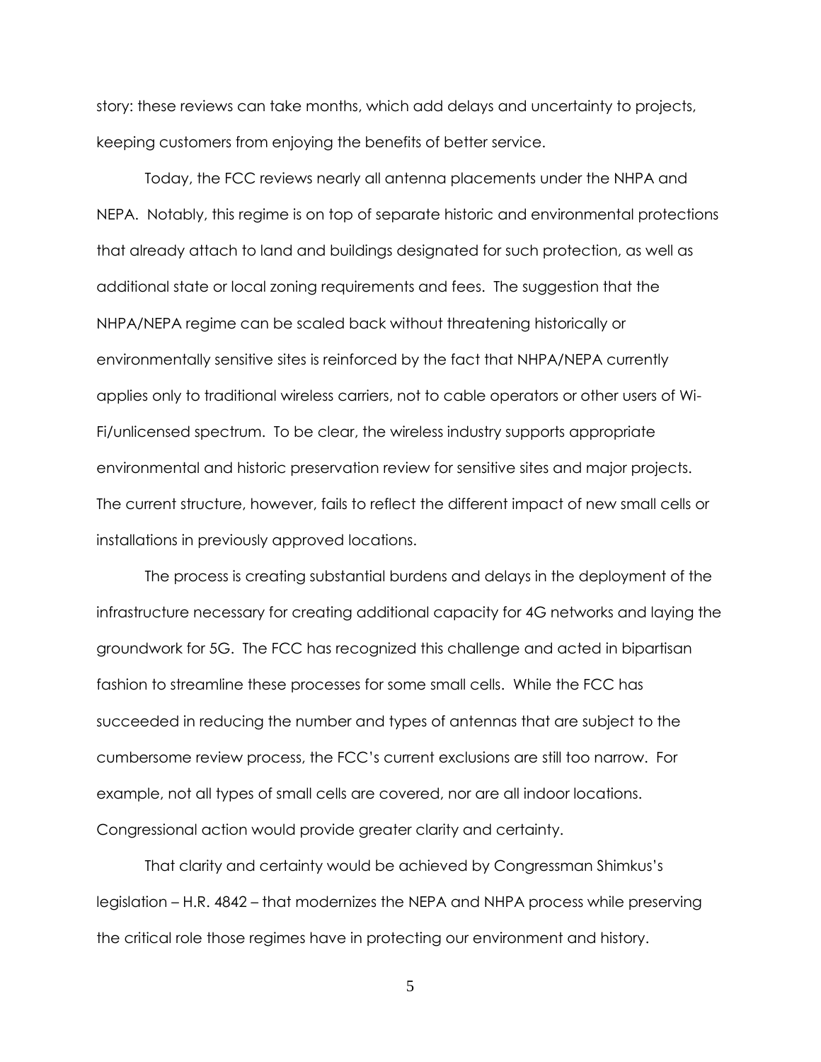story: these reviews can take months, which add delays and uncertainty to projects, keeping customers from enjoying the benefits of better service.

Today, the FCC reviews nearly all antenna placements under the NHPA and NEPA. Notably, this regime is on top of separate historic and environmental protections that already attach to land and buildings designated for such protection, as well as additional state or local zoning requirements and fees. The suggestion that the NHPA/NEPA regime can be scaled back without threatening historically or environmentally sensitive sites is reinforced by the fact that NHPA/NEPA currently applies only to traditional wireless carriers, not to cable operators or other users of Wi-Fi/unlicensed spectrum. To be clear, the wireless industry supports appropriate environmental and historic preservation review for sensitive sites and major projects. The current structure, however, fails to reflect the different impact of new small cells or installations in previously approved locations.

The process is creating substantial burdens and delays in the deployment of the infrastructure necessary for creating additional capacity for 4G networks and laying the groundwork for 5G. The FCC has recognized this challenge and acted in bipartisan fashion to streamline these processes for some small cells. While the FCC has succeeded in reducing the number and types of antennas that are subject to the cumbersome review process, the FCC's current exclusions are still too narrow. For example, not all types of small cells are covered, nor are all indoor locations. Congressional action would provide greater clarity and certainty.

That clarity and certainty would be achieved by Congressman Shimkus's legislation – H.R. 4842 – that modernizes the NEPA and NHPA process while preserving the critical role those regimes have in protecting our environment and history.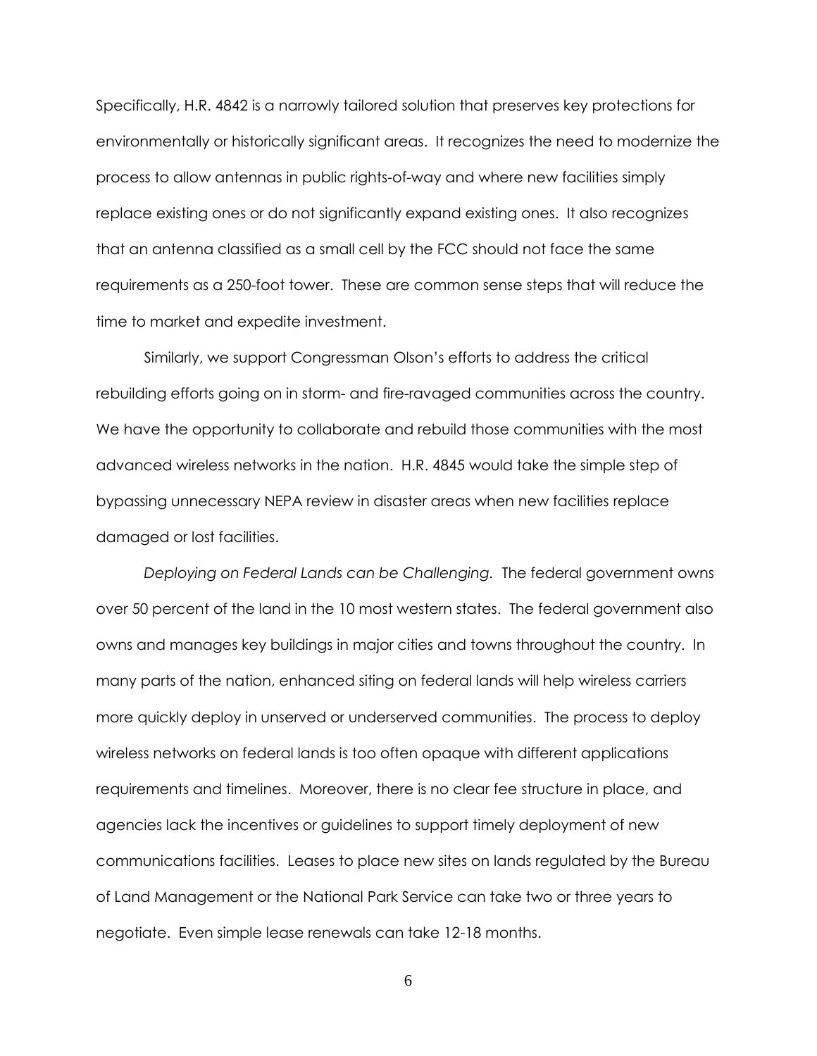Specifically, H.R. 4842 is a narrowly tailored solution that preserves key protections for environmentally or historically significant areas. It recognizes the need to modernize the process to allow antennas in public rights-of-way and where new facilities simply replace existing ones or do not significantly expand existing ones. It also recognizes that an antenna classified as a small cell by the FCC should not face the same requirements as a 250-foot tower. These are common sense steps that will reduce the time to market and expedite investment.

Similarly, we support Congressman Olson's efforts to address the critical rebuilding efforts going on in storm- and fire-ravaged communities across the country. We have the opportunity to collaborate and rebuild those communities with the most advanced wireless networks in the nation. H.R. 4845 would take the simple step of bypassing unnecessary NEPA review in disaster areas when new facilities replace damaged or lost facilities.

*Deploying on Federal Lands can be Challenging.* The federal government owns over 50 percent of the land in the 10 most western states. The federal government also owns and manages key buildings in major cities and towns throughout the country. In many parts of the nation, enhanced siting on federal lands will help wireless carriers more quickly deploy in unserved or underserved communities. The process to deploy wireless networks on federal lands is too often opaque with different applications requirements and timelines. Moreover, there is no clear fee structure in place, and agencies lack the incentives or guidelines to support timely deployment of new communications facilities. Leases to place new sites on lands regulated by the Bureau of Land Management or the National Park Service can take two or three years to negotiate. Even simple lease renewals can take 12-18 months.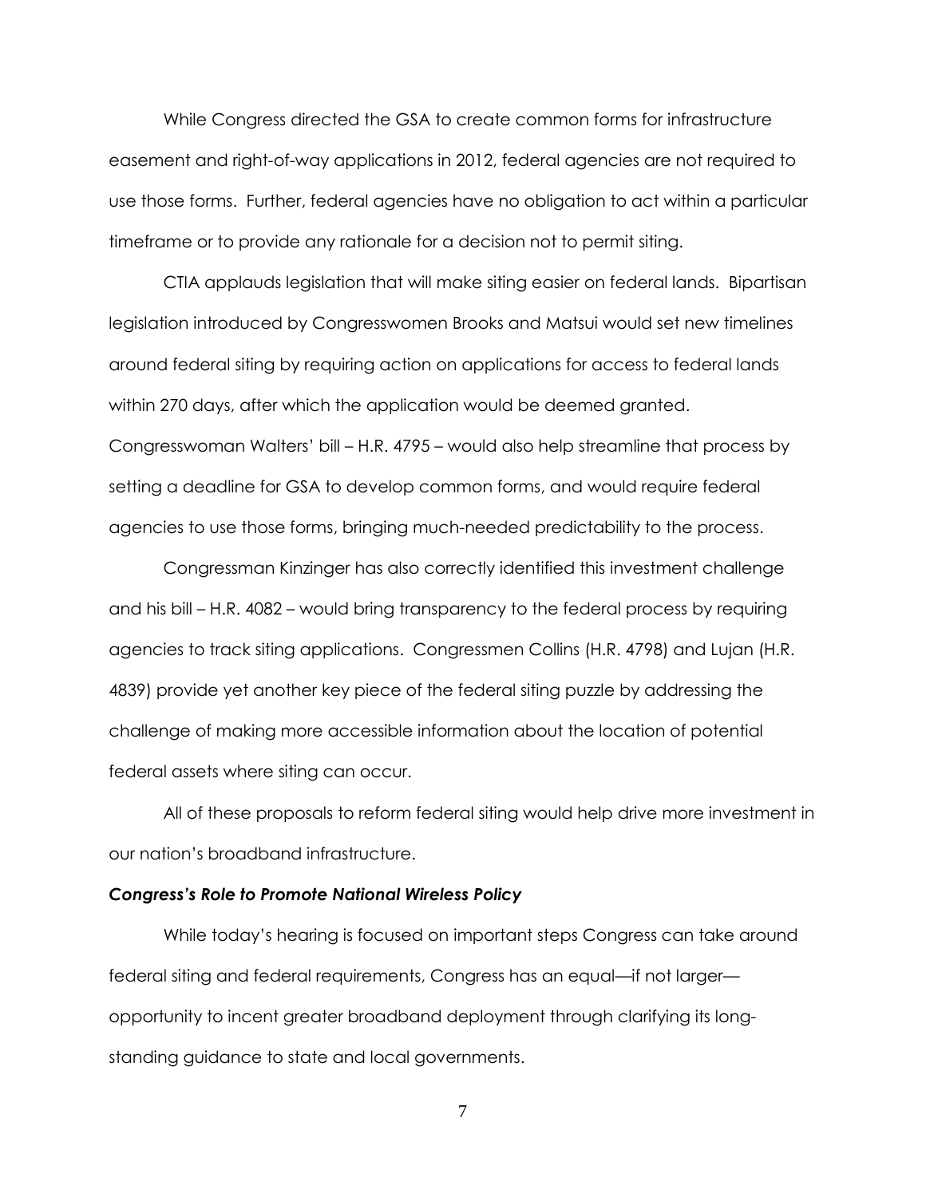While Congress directed the GSA to create common forms for infrastructure easement and right-of-way applications in 2012, federal agencies are not required to use those forms. Further, federal agencies have no obligation to act within a particular timeframe or to provide any rationale for a decision not to permit siting.

CTIA applauds legislation that will make siting easier on federal lands. Bipartisan legislation introduced by Congresswomen Brooks and Matsui would set new timelines around federal siting by requiring action on applications for access to federal lands within 270 days, after which the application would be deemed granted. Congresswoman Walters' bill – H.R. 4795 – would also help streamline that process by setting a deadline for GSA to develop common forms, and would require federal agencies to use those forms, bringing much-needed predictability to the process.

Congressman Kinzinger has also correctly identified this investment challenge and his bill – H.R. 4082 – would bring transparency to the federal process by requiring agencies to track siting applications. Congressmen Collins (H.R. 4798) and Lujan (H.R. 4839) provide yet another key piece of the federal siting puzzle by addressing the challenge of making more accessible information about the location of potential federal assets where siting can occur.

All of these proposals to reform federal siting would help drive more investment in our nation's broadband infrastructure.

***Congress's Role to Promote National Wireless Policy***

While today's hearing is focused on important steps Congress can take around federal siting and federal requirements, Congress has an equal—if not larger—opportunity to incent greater broadband deployment through clarifying its long-standing guidance to state and local governments.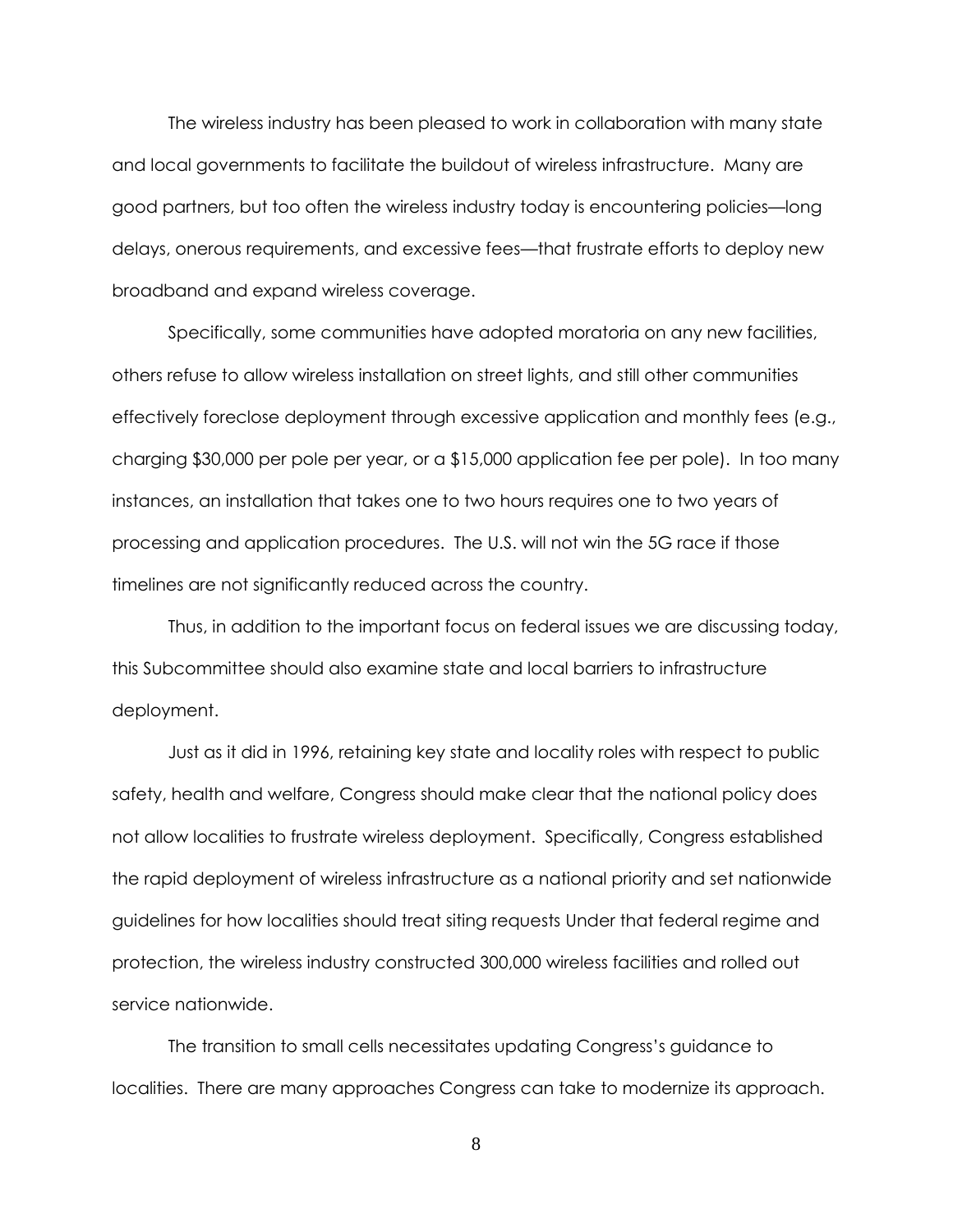The wireless industry has been pleased to work in collaboration with many state and local governments to facilitate the buildout of wireless infrastructure. Many are good partners, but too often the wireless industry today is encountering policies—long delays, onerous requirements, and excessive fees—that frustrate efforts to deploy new broadband and expand wireless coverage.

Specifically, some communities have adopted moratoria on any new facilities, others refuse to allow wireless installation on street lights, and still other communities effectively foreclose deployment through excessive application and monthly fees (e.g., charging $30,000 per pole per year, or a $15,000 application fee per pole). In too many instances, an installation that takes one to two hours requires one to two years of processing and application procedures. The U.S. will not win the 5G race if those timelines are not significantly reduced across the country.

Thus, in addition to the important focus on federal issues we are discussing today, this Subcommittee should also examine state and local barriers to infrastructure deployment.

Just as it did in 1996, retaining key state and locality roles with respect to public safety, health and welfare, Congress should make clear that the national policy does not allow localities to frustrate wireless deployment. Specifically, Congress established the rapid deployment of wireless infrastructure as a national priority and set nationwide guidelines for how localities should treat siting requests Under that federal regime and protection, the wireless industry constructed 300,000 wireless facilities and rolled out service nationwide.

The transition to small cells necessitates updating Congress's guidance to localities. There are many approaches Congress can take to modernize its approach.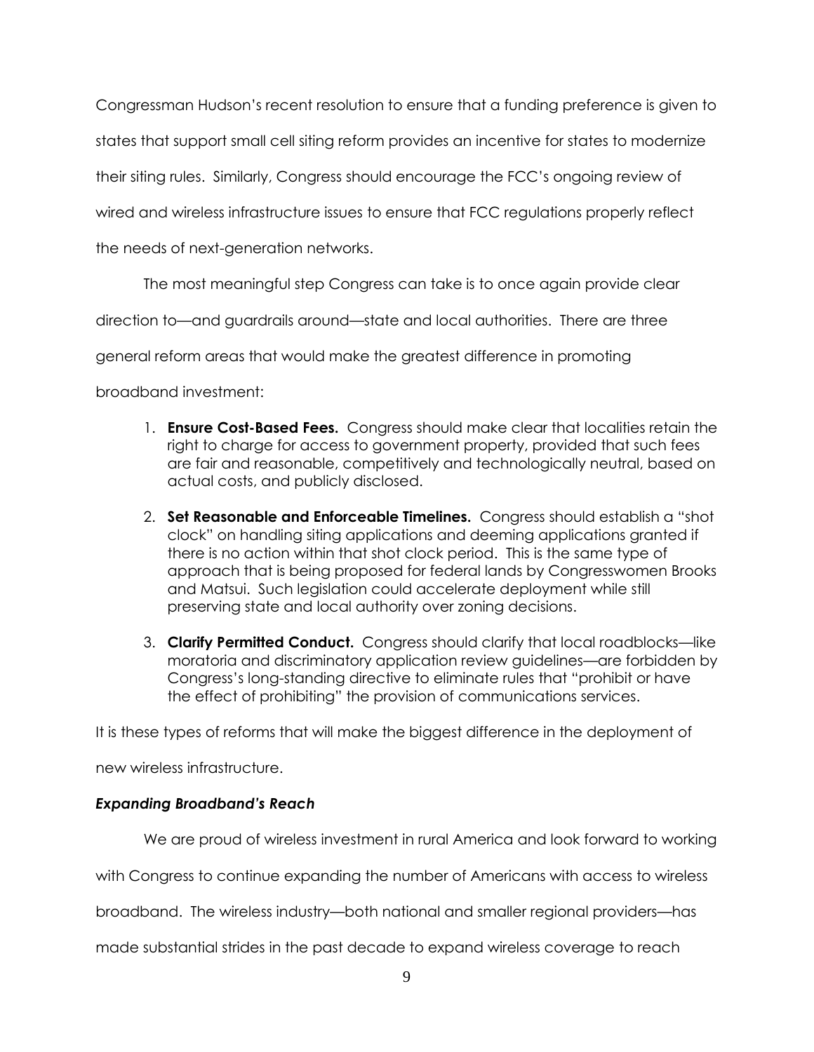Congressman Hudson's recent resolution to ensure that a funding preference is given to states that support small cell siting reform provides an incentive for states to modernize their siting rules. Similarly, Congress should encourage the FCC's ongoing review of wired and wireless infrastructure issues to ensure that FCC regulations properly reflect the needs of next-generation networks.

The most meaningful step Congress can take is to once again provide clear direction to—and guardrails around—state and local authorities. There are three general reform areas that would make the greatest difference in promoting broadband investment:

1. **Ensure Cost-Based Fees.** Congress should make clear that localities retain the right to charge for access to government property, provided that such fees are fair and reasonable, competitively and technologically neutral, based on actual costs, and publicly disclosed.
2. **Set Reasonable and Enforceable Timelines.** Congress should establish a "shot clock" on handling siting applications and deeming applications granted if there is no action within that shot clock period. This is the same type of approach that is being proposed for federal lands by Congresswomen Brooks and Matsui. Such legislation could accelerate deployment while still preserving state and local authority over zoning decisions.
3. **Clarify Permitted Conduct.** Congress should clarify that local roadblocks—like moratoria and discriminatory application review guidelines—are forbidden by Congress's long-standing directive to eliminate rules that "prohibit or have the effect of prohibiting" the provision of communications services.

It is these types of reforms that will make the biggest difference in the deployment of new wireless infrastructure.

### *Expanding Broadband's Reach*

We are proud of wireless investment in rural America and look forward to working with Congress to continue expanding the number of Americans with access to wireless broadband. The wireless industry—both national and smaller regional providers—has made substantial strides in the past decade to expand wireless coverage to reach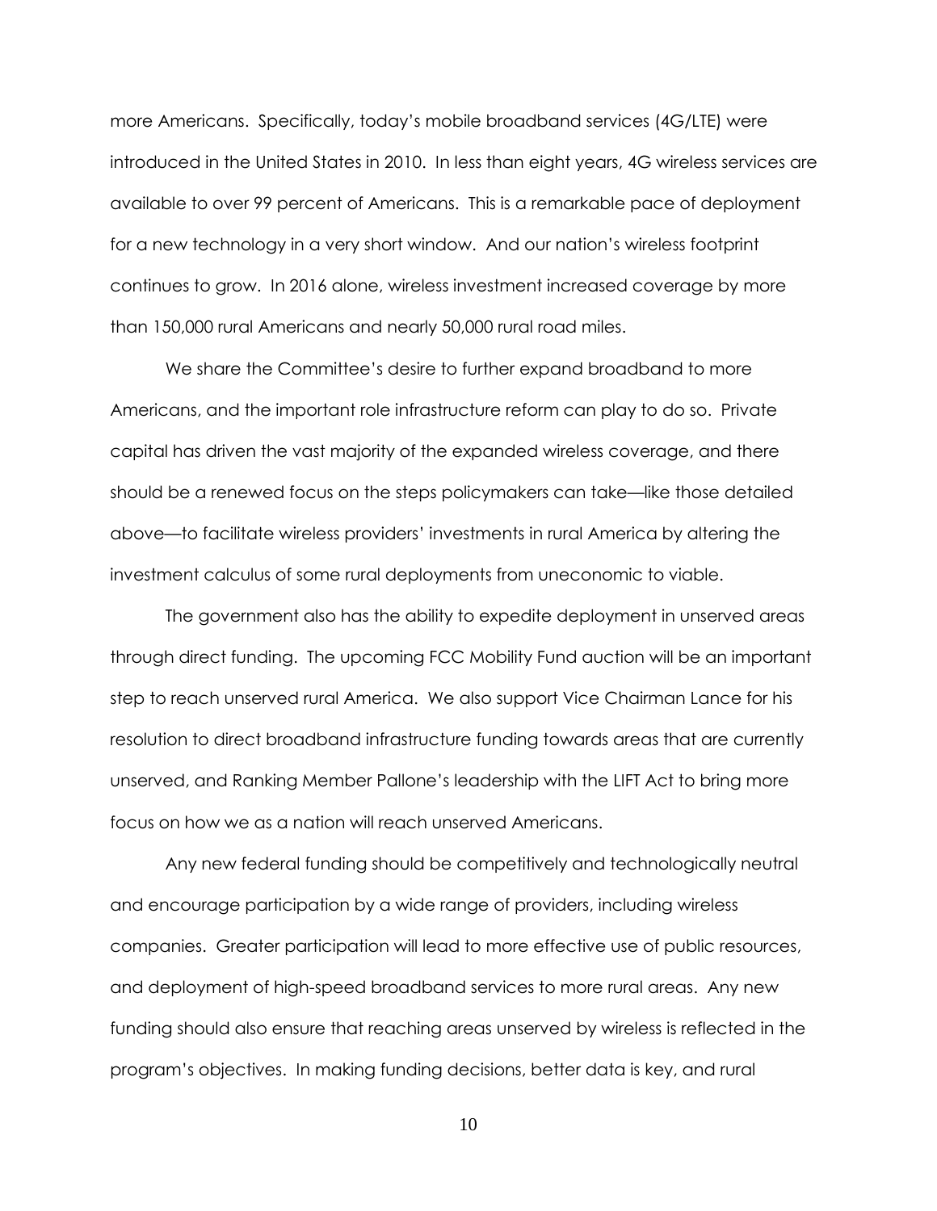more Americans. Specifically, today's mobile broadband services (4G/LTE) were introduced in the United States in 2010. In less than eight years, 4G wireless services are available to over 99 percent of Americans. This is a remarkable pace of deployment for a new technology in a very short window. And our nation's wireless footprint continues to grow. In 2016 alone, wireless investment increased coverage by more than 150,000 rural Americans and nearly 50,000 rural road miles.

We share the Committee's desire to further expand broadband to more Americans, and the important role infrastructure reform can play to do so. Private capital has driven the vast majority of the expanded wireless coverage, and there should be a renewed focus on the steps policymakers can take—like those detailed above—to facilitate wireless providers' investments in rural America by altering the investment calculus of some rural deployments from uneconomic to viable.

The government also has the ability to expedite deployment in unserved areas through direct funding. The upcoming FCC Mobility Fund auction will be an important step to reach unserved rural America. We also support Vice Chairman Lance for his resolution to direct broadband infrastructure funding towards areas that are currently unserved, and Ranking Member Pallone's leadership with the LIFT Act to bring more focus on how we as a nation will reach unserved Americans.

Any new federal funding should be competitively and technologically neutral and encourage participation by a wide range of providers, including wireless companies. Greater participation will lead to more effective use of public resources, and deployment of high-speed broadband services to more rural areas. Any new funding should also ensure that reaching areas unserved by wireless is reflected in the program's objectives. In making funding decisions, better data is key, and rural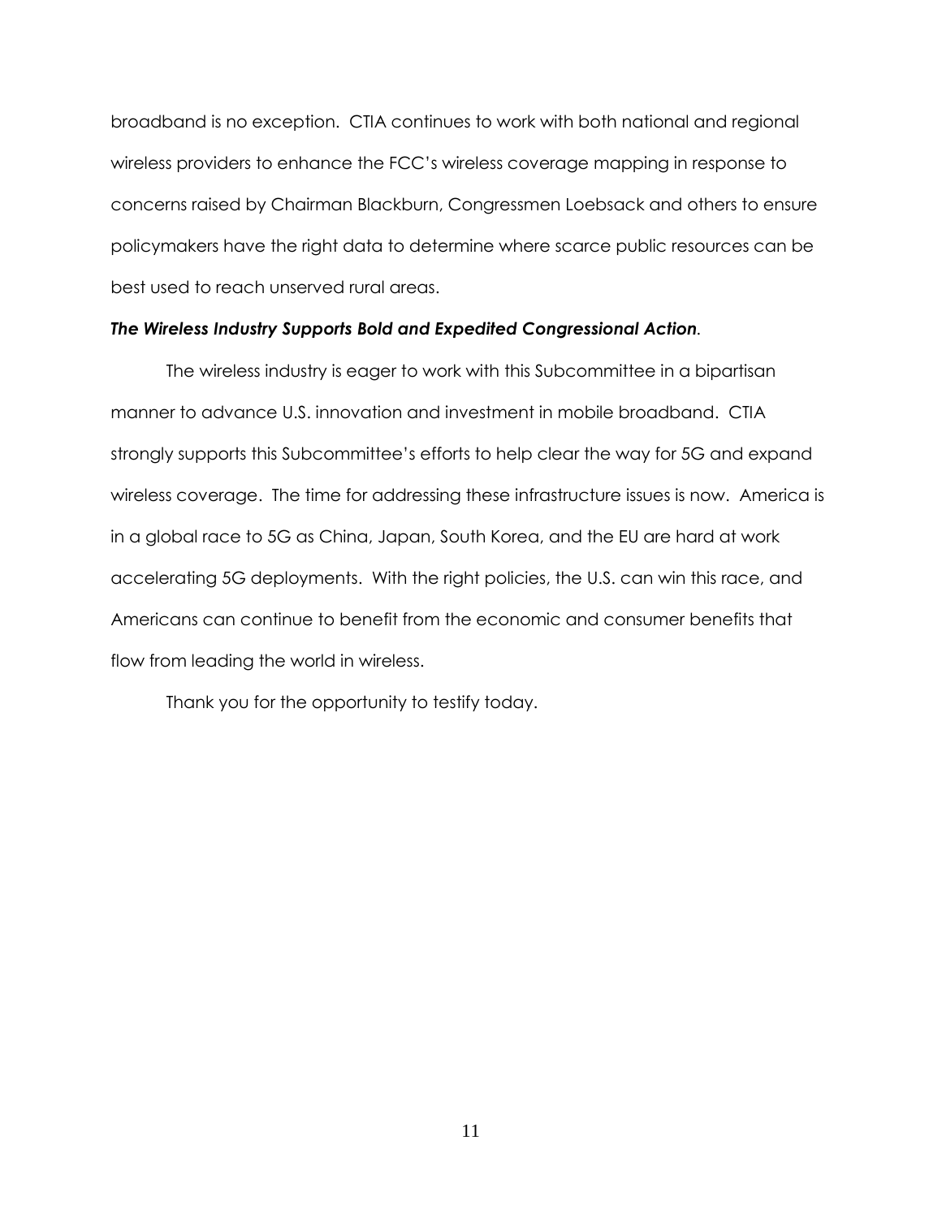broadband is no exception. CTIA continues to work with both national and regional wireless providers to enhance the FCC's wireless coverage mapping in response to concerns raised by Chairman Blackburn, Congressmen Loebsack and others to ensure policymakers have the right data to determine where scarce public resources can be best used to reach unserved rural areas.

***The Wireless Industry Supports Bold and Expedited Congressional Action***.

The wireless industry is eager to work with this Subcommittee in a bipartisan manner to advance U.S. innovation and investment in mobile broadband. CTIA strongly supports this Subcommittee's efforts to help clear the way for 5G and expand wireless coverage. The time for addressing these infrastructure issues is now. America is in a global race to 5G as China, Japan, South Korea, and the EU are hard at work accelerating 5G deployments. With the right policies, the U.S. can win this race, and Americans can continue to benefit from the economic and consumer benefits that flow from leading the world in wireless.

Thank you for the opportunity to testify today.